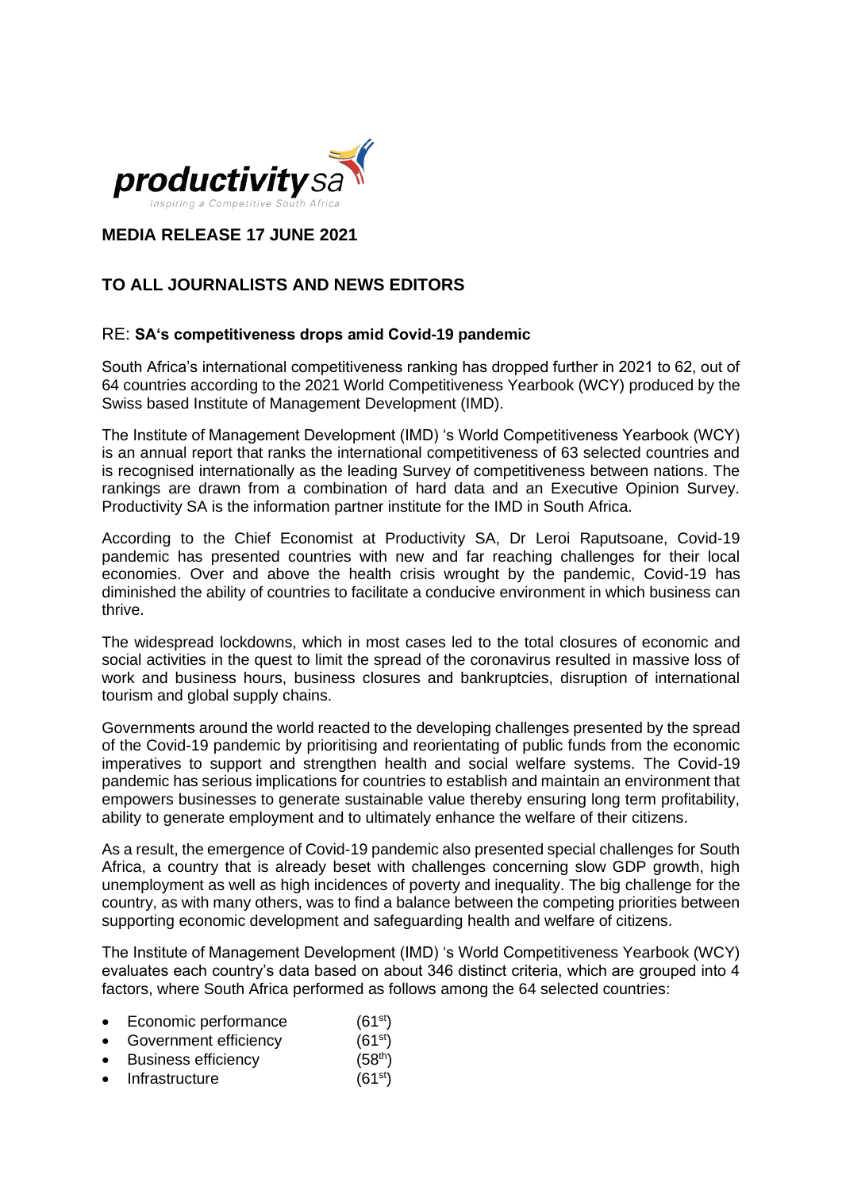## MEDIA RELEASE 17 JUNE 2021

## TO ALL JOURNALISTS AND NEWS EDITORS

RE: **SA's competitiveness drops amid Covid-19 pandemic**

South Africa's international competitiveness ranking has dropped further in 2021 to 62, out of 64 countries according to the 2021 World Competitiveness Yearbook (WCY) produced by the Swiss based Institute of Management Development (IMD).

The Institute of Management Development (IMD) 's World Competitiveness Yearbook (WCY) is an annual report that ranks the international competitiveness of 63 selected countries and is recognised internationally as the leading Survey of competitiveness between nations. The rankings are drawn from a combination of hard data and an Executive Opinion Survey. Productivity SA is the information partner institute for the IMD in South Africa.

According to the Chief Economist at Productivity SA, Dr Leroi Raputsoane, Covid-19 pandemic has presented countries with new and far reaching challenges for their local economies. Over and above the health crisis wrought by the pandemic, Covid-19 has diminished the ability of countries to facilitate a conducive environment in which business can thrive.

The widespread lockdowns, which in most cases led to the total closures of economic and social activities in the quest to limit the spread of the coronavirus resulted in massive loss of work and business hours, business closures and bankruptcies, disruption of international tourism and global supply chains.

Governments around the world reacted to the developing challenges presented by the spread of the Covid-19 pandemic by prioritising and reorientating of public funds from the economic imperatives to support and strengthen health and social welfare systems. The Covid-19 pandemic has serious implications for countries to establish and maintain an environment that empowers businesses to generate sustainable value thereby ensuring long term profitability, ability to generate employment and to ultimately enhance the welfare of their citizens.

As a result, the emergence of Covid-19 pandemic also presented special challenges for South Africa, a country that is already beset with challenges concerning slow GDP growth, high unemployment as well as high incidences of poverty and inequality. The big challenge for the country, as with many others, was to find a balance between the competing priorities between supporting economic development and safeguarding health and welfare of citizens.

The Institute of Management Development (IMD) 's World Competitiveness Yearbook (WCY) evaluates each country's data based on about 346 distinct criteria, which are grouped into 4 factors, where South Africa performed as follows among the 64 selected countries:

- Economic performance (61st)
- Government efficiency (61st)
- Business efficiency (58th)
- Infrastructure (61st)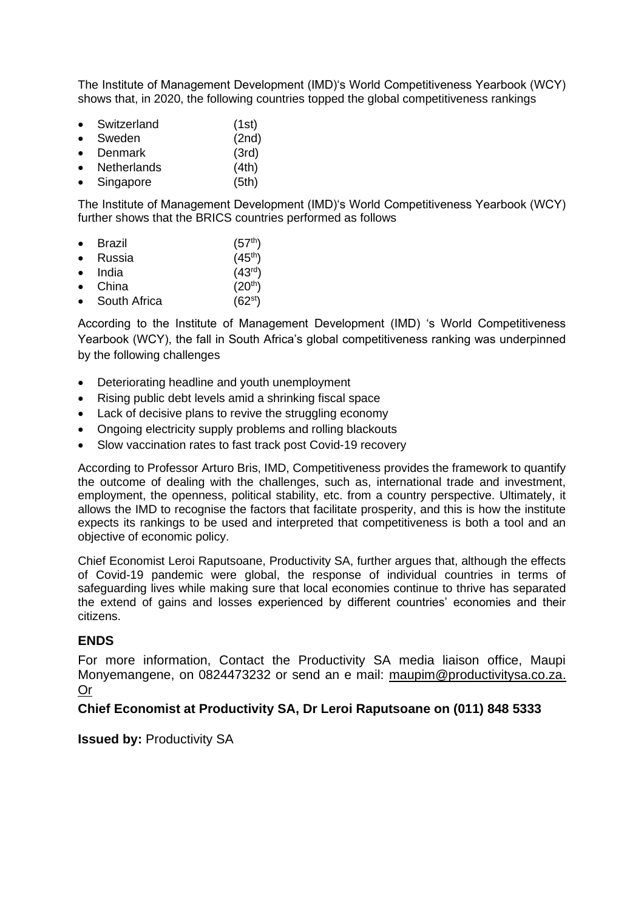The Institute of Management Development (IMD)'s World Competitiveness Yearbook (WCY) shows that, in 2020, the following countries topped the global competitiveness rankings

- Switzerland (1st)
- Sweden (2nd)
- Denmark (3rd)
- Netherlands (4th)
- Singapore (5th)

The Institute of Management Development (IMD)'s World Competitiveness Yearbook (WCY) further shows that the BRICS countries performed as follows

- Brazil (57th)
- Russia (45th)
- India (43rd)
- China (20th)
- South Africa (62st)

According to the Institute of Management Development (IMD) 's World Competitiveness Yearbook (WCY), the fall in South Africa's global competitiveness ranking was underpinned by the following challenges

- Deteriorating headline and youth unemployment
- Rising public debt levels amid a shrinking fiscal space
- Lack of decisive plans to revive the struggling economy
- Ongoing electricity supply problems and rolling blackouts
- Slow vaccination rates to fast track post Covid-19 recovery

According to Professor Arturo Bris, IMD, Competitiveness provides the framework to quantify the outcome of dealing with the challenges, such as, international trade and investment, employment, the openness, political stability, etc. from a country perspective. Ultimately, it allows the IMD to recognise the factors that facilitate prosperity, and this is how the institute expects its rankings to be used and interpreted that competitiveness is both a tool and an objective of economic policy.

Chief Economist Leroi Raputsoane, Productivity SA, further argues that, although the effects of Covid-19 pandemic were global, the response of individual countries in terms of safeguarding lives while making sure that local economies continue to thrive has separated the extend of gains and losses experienced by different countries' economies and their citizens.

## ENDS

For more information, Contact the Productivity SA media liaison office, Maupi Monyemangene, on 0824473232 or send an e mail: maupim@productivitysa.co.za. Or

**Chief Economist at Productivity SA, Dr Leroi Raputsoane on (011) 848 5333**

**Issued by:** Productivity SA